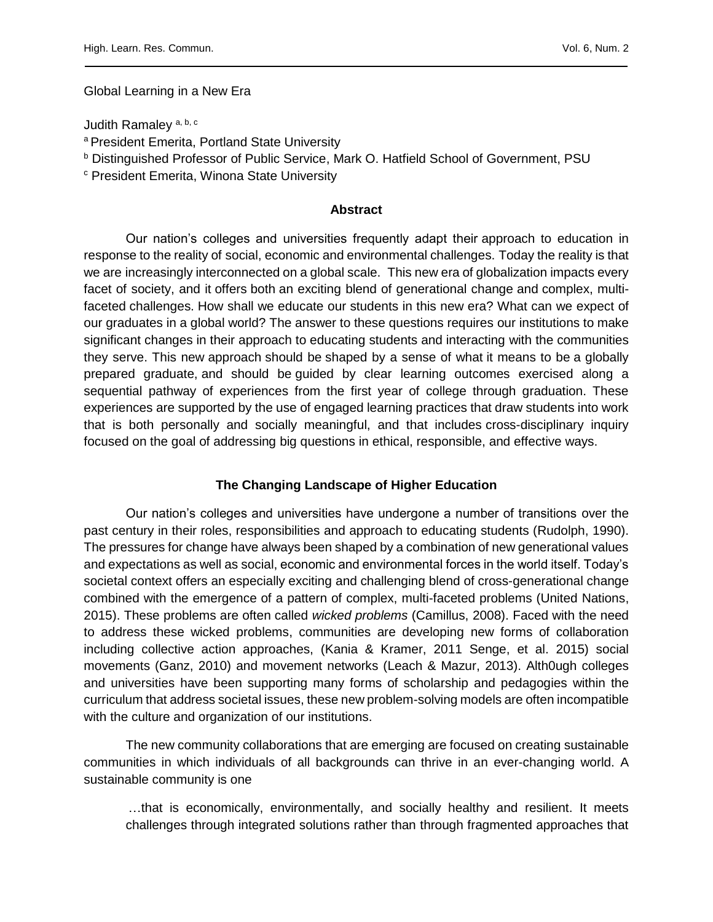# Global Learning in a New Era

Judith Ramaley [a, b, c]

[a] President Emerita, Portland State University

[b] Distinguished Professor of Public Service, Mark O. Hatfield School of Government, PSU

[c] President Emerita, Winona State University

## Abstract

Our nation's colleges and universities frequently adapt their approach to education in response to the reality of social, economic and environmental challenges. Today the reality is that we are increasingly interconnected on a global scale. This new era of globalization impacts every facet of society, and it offers both an exciting blend of generational change and complex, multi-faceted challenges. How shall we educate our students in this new era? What can we expect of our graduates in a global world? The answer to these questions requires our institutions to make significant changes in their approach to educating students and interacting with the communities they serve. This new approach should be shaped by a sense of what it means to be a globally prepared graduate, and should be guided by clear learning outcomes exercised along a sequential pathway of experiences from the first year of college through graduation. These experiences are supported by the use of engaged learning practices that draw students into work that is both personally and socially meaningful, and that includes cross-disciplinary inquiry focused on the goal of addressing big questions in ethical, responsible, and effective ways.

## The Changing Landscape of Higher Education

Our nation's colleges and universities have undergone a number of transitions over the past century in their roles, responsibilities and approach to educating students (Rudolph, 1990). The pressures for change have always been shaped by a combination of new generational values and expectations as well as social, economic and environmental forces in the world itself. Today's societal context offers an especially exciting and challenging blend of cross-generational change combined with the emergence of a pattern of complex, multi-faceted problems (United Nations, 2015). These problems are often called *wicked problems* (Camillus, 2008). Faced with the need to address these wicked problems, communities are developing new forms of collaboration including collective action approaches, (Kania & Kramer, 2011 Senge, et al. 2015) social movements (Ganz, 2010) and movement networks (Leach & Mazur, 2013). Alth0ugh colleges and universities have been supporting many forms of scholarship and pedagogies within the curriculum that address societal issues, these new problem-solving models are often incompatible with the culture and organization of our institutions.

The new community collaborations that are emerging are focused on creating sustainable communities in which individuals of all backgrounds can thrive in an ever-changing world. A sustainable community is one

> …that is economically, environmentally, and socially healthy and resilient. It meets challenges through integrated solutions rather than through fragmented approaches that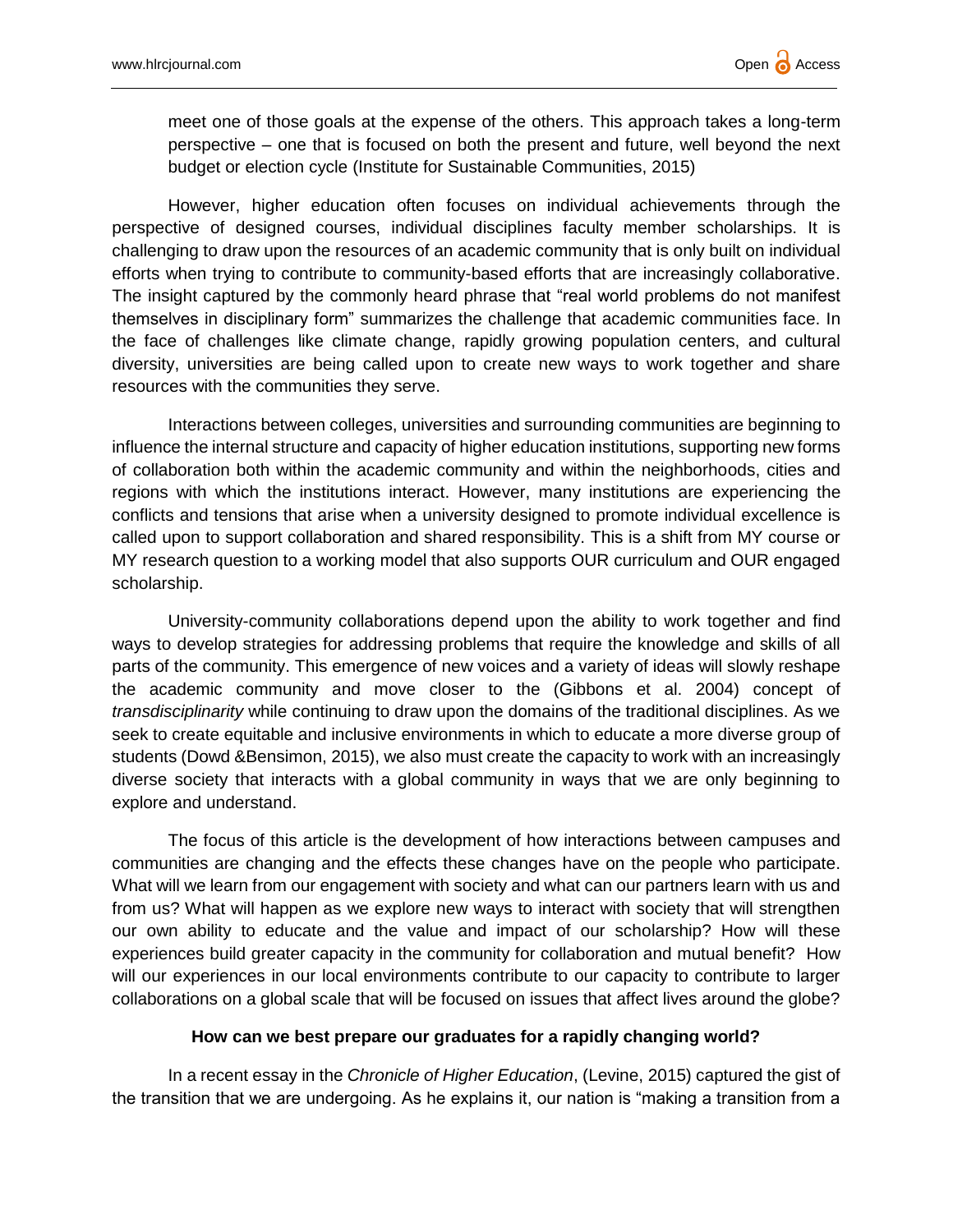meet one of those goals at the expense of the others. This approach takes a long-term perspective – one that is focused on both the present and future, well beyond the next budget or election cycle (Institute for Sustainable Communities, 2015)

However, higher education often focuses on individual achievements through the perspective of designed courses, individual disciplines faculty member scholarships. It is challenging to draw upon the resources of an academic community that is only built on individual efforts when trying to contribute to community-based efforts that are increasingly collaborative. The insight captured by the commonly heard phrase that "real world problems do not manifest themselves in disciplinary form" summarizes the challenge that academic communities face. In the face of challenges like climate change, rapidly growing population centers, and cultural diversity, universities are being called upon to create new ways to work together and share resources with the communities they serve.

Interactions between colleges, universities and surrounding communities are beginning to influence the internal structure and capacity of higher education institutions, supporting new forms of collaboration both within the academic community and within the neighborhoods, cities and regions with which the institutions interact. However, many institutions are experiencing the conflicts and tensions that arise when a university designed to promote individual excellence is called upon to support collaboration and shared responsibility. This is a shift from MY course or MY research question to a working model that also supports OUR curriculum and OUR engaged scholarship.

University-community collaborations depend upon the ability to work together and find ways to develop strategies for addressing problems that require the knowledge and skills of all parts of the community. This emergence of new voices and a variety of ideas will slowly reshape the academic community and move closer to the (Gibbons et al. 2004) concept of *transdisciplinarity* while continuing to draw upon the domains of the traditional disciplines. As we seek to create equitable and inclusive environments in which to educate a more diverse group of students (Dowd &Bensimon, 2015), we also must create the capacity to work with an increasingly diverse society that interacts with a global community in ways that we are only beginning to explore and understand.

The focus of this article is the development of how interactions between campuses and communities are changing and the effects these changes have on the people who participate. What will we learn from our engagement with society and what can our partners learn with us and from us? What will happen as we explore new ways to interact with society that will strengthen our own ability to educate and the value and impact of our scholarship? How will these experiences build greater capacity in the community for collaboration and mutual benefit? How will our experiences in our local environments contribute to our capacity to contribute to larger collaborations on a global scale that will be focused on issues that affect lives around the globe?

## How can we best prepare our graduates for a rapidly changing world?

In a recent essay in the *Chronicle of Higher Education*, (Levine, 2015) captured the gist of the transition that we are undergoing. As he explains it, our nation is "making a transition from a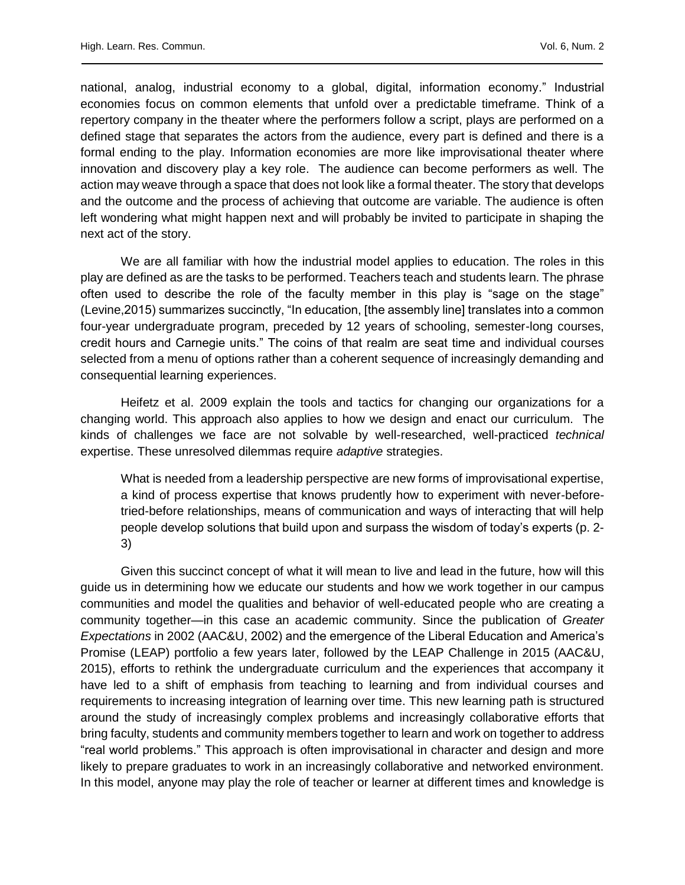national, analog, industrial economy to a global, digital, information economy." Industrial economies focus on common elements that unfold over a predictable timeframe. Think of a repertory company in the theater where the performers follow a script, plays are performed on a defined stage that separates the actors from the audience, every part is defined and there is a formal ending to the play. Information economies are more like improvisational theater where innovation and discovery play a key role. The audience can become performers as well. The action may weave through a space that does not look like a formal theater. The story that develops and the outcome and the process of achieving that outcome are variable. The audience is often left wondering what might happen next and will probably be invited to participate in shaping the next act of the story.

We are all familiar with how the industrial model applies to education. The roles in this play are defined as are the tasks to be performed. Teachers teach and students learn. The phrase often used to describe the role of the faculty member in this play is "sage on the stage" (Levine,2015) summarizes succinctly, "In education, [the assembly line] translates into a common four-year undergraduate program, preceded by 12 years of schooling, semester-long courses, credit hours and Carnegie units." The coins of that realm are seat time and individual courses selected from a menu of options rather than a coherent sequence of increasingly demanding and consequential learning experiences.

Heifetz et al. 2009 explain the tools and tactics for changing our organizations for a changing world. This approach also applies to how we design and enact our curriculum. The kinds of challenges we face are not solvable by well-researched, well-practiced *technical* expertise. These unresolved dilemmas require *adaptive* strategies.

> What is needed from a leadership perspective are new forms of improvisational expertise, a kind of process expertise that knows prudently how to experiment with never-before-tried-before relationships, means of communication and ways of interacting that will help people develop solutions that build upon and surpass the wisdom of today's experts (p. 2-3)

Given this succinct concept of what it will mean to live and lead in the future, how will this guide us in determining how we educate our students and how we work together in our campus communities and model the qualities and behavior of well-educated people who are creating a community together—in this case an academic community. Since the publication of *Greater Expectations* in 2002 (AAC&U, 2002) and the emergence of the Liberal Education and America's Promise (LEAP) portfolio a few years later, followed by the LEAP Challenge in 2015 (AAC&U, 2015), efforts to rethink the undergraduate curriculum and the experiences that accompany it have led to a shift of emphasis from teaching to learning and from individual courses and requirements to increasing integration of learning over time. This new learning path is structured around the study of increasingly complex problems and increasingly collaborative efforts that bring faculty, students and community members together to learn and work on together to address "real world problems." This approach is often improvisational in character and design and more likely to prepare graduates to work in an increasingly collaborative and networked environment. In this model, anyone may play the role of teacher or learner at different times and knowledge is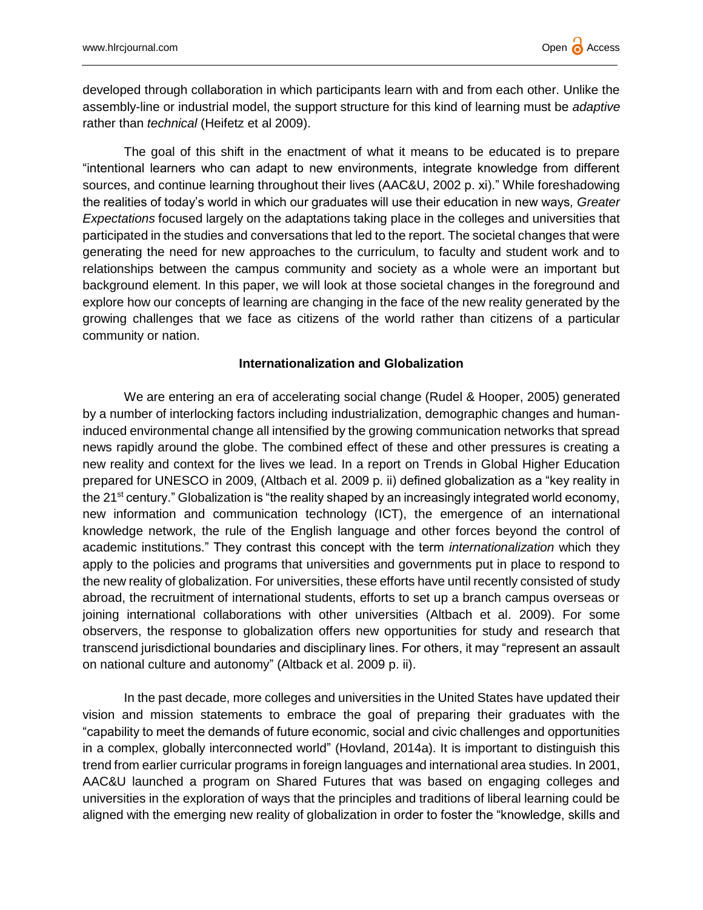developed through collaboration in which participants learn with and from each other. Unlike the assembly-line or industrial model, the support structure for this kind of learning must be *adaptive* rather than *technical* (Heifetz et al 2009).

The goal of this shift in the enactment of what it means to be educated is to prepare "intentional learners who can adapt to new environments, integrate knowledge from different sources, and continue learning throughout their lives (AAC&U, 2002 p. xi)." While foreshadowing the realities of today's world in which our graduates will use their education in new ways*, Greater Expectations* focused largely on the adaptations taking place in the colleges and universities that participated in the studies and conversations that led to the report. The societal changes that were generating the need for new approaches to the curriculum, to faculty and student work and to relationships between the campus community and society as a whole were an important but background element. In this paper, we will look at those societal changes in the foreground and explore how our concepts of learning are changing in the face of the new reality generated by the growing challenges that we face as citizens of the world rather than citizens of a particular community or nation.

**Internationalization and Globalization**

We are entering an era of accelerating social change (Rudel & Hooper, 2005) generated by a number of interlocking factors including industrialization, demographic changes and human-induced environmental change all intensified by the growing communication networks that spread news rapidly around the globe. The combined effect of these and other pressures is creating a new reality and context for the lives we lead. In a report on Trends in Global Higher Education prepared for UNESCO in 2009, (Altbach et al. 2009 p. ii) defined globalization as a "key reality in the 21st century." Globalization is "the reality shaped by an increasingly integrated world economy, new information and communication technology (ICT), the emergence of an international knowledge network, the rule of the English language and other forces beyond the control of academic institutions." They contrast this concept with the term *internationalization* which they apply to the policies and programs that universities and governments put in place to respond to the new reality of globalization. For universities, these efforts have until recently consisted of study abroad, the recruitment of international students, efforts to set up a branch campus overseas or joining international collaborations with other universities (Altbach et al. 2009). For some observers, the response to globalization offers new opportunities for study and research that transcend jurisdictional boundaries and disciplinary lines. For others, it may "represent an assault on national culture and autonomy" (Altback et al. 2009 p. ii).

In the past decade, more colleges and universities in the United States have updated their vision and mission statements to embrace the goal of preparing their graduates with the "capability to meet the demands of future economic, social and civic challenges and opportunities in a complex, globally interconnected world" (Hovland, 2014a). It is important to distinguish this trend from earlier curricular programs in foreign languages and international area studies. In 2001, AAC&U launched a program on Shared Futures that was based on engaging colleges and universities in the exploration of ways that the principles and traditions of liberal learning could be aligned with the emerging new reality of globalization in order to foster the "knowledge, skills and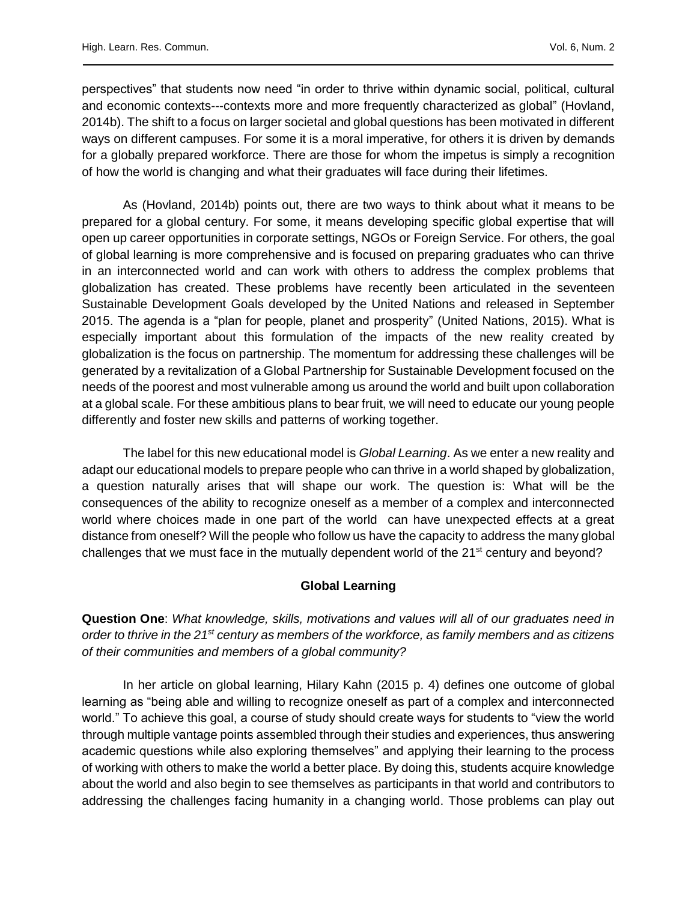perspectives" that students now need "in order to thrive within dynamic social, political, cultural and economic contexts---contexts more and more frequently characterized as global" (Hovland, 2014b). The shift to a focus on larger societal and global questions has been motivated in different ways on different campuses. For some it is a moral imperative, for others it is driven by demands for a globally prepared workforce. There are those for whom the impetus is simply a recognition of how the world is changing and what their graduates will face during their lifetimes.

As (Hovland, 2014b) points out, there are two ways to think about what it means to be prepared for a global century. For some, it means developing specific global expertise that will open up career opportunities in corporate settings, NGOs or Foreign Service. For others, the goal of global learning is more comprehensive and is focused on preparing graduates who can thrive in an interconnected world and can work with others to address the complex problems that globalization has created. These problems have recently been articulated in the seventeen Sustainable Development Goals developed by the United Nations and released in September 2015. The agenda is a "plan for people, planet and prosperity" (United Nations, 2015). What is especially important about this formulation of the impacts of the new reality created by globalization is the focus on partnership. The momentum for addressing these challenges will be generated by a revitalization of a Global Partnership for Sustainable Development focused on the needs of the poorest and most vulnerable among us around the world and built upon collaboration at a global scale. For these ambitious plans to bear fruit, we will need to educate our young people differently and foster new skills and patterns of working together.

The label for this new educational model is *Global Learning*. As we enter a new reality and adapt our educational models to prepare people who can thrive in a world shaped by globalization, a question naturally arises that will shape our work. The question is: What will be the consequences of the ability to recognize oneself as a member of a complex and interconnected world where choices made in one part of the world can have unexpected effects at a great distance from oneself? Will the people who follow us have the capacity to address the many global challenges that we must face in the mutually dependent world of the 21st century and beyond?

## Global Learning

**Question One**: *What knowledge, skills, motivations and values will all of our graduates need in order to thrive in the 21st century as members of the workforce, as family members and as citizens of their communities and members of a global community?*

In her article on global learning, Hilary Kahn (2015 p. 4) defines one outcome of global learning as "being able and willing to recognize oneself as part of a complex and interconnected world." To achieve this goal, a course of study should create ways for students to "view the world through multiple vantage points assembled through their studies and experiences, thus answering academic questions while also exploring themselves" and applying their learning to the process of working with others to make the world a better place. By doing this, students acquire knowledge about the world and also begin to see themselves as participants in that world and contributors to addressing the challenges facing humanity in a changing world. Those problems can play out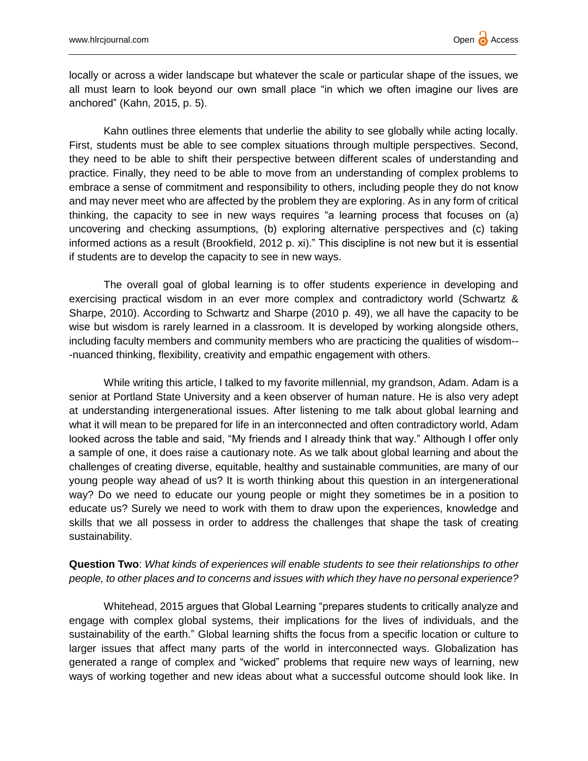locally or across a wider landscape but whatever the scale or particular shape of the issues, we all must learn to look beyond our own small place "in which we often imagine our lives are anchored" (Kahn, 2015, p. 5).

Kahn outlines three elements that underlie the ability to see globally while acting locally. First, students must be able to see complex situations through multiple perspectives. Second, they need to be able to shift their perspective between different scales of understanding and practice. Finally, they need to be able to move from an understanding of complex problems to embrace a sense of commitment and responsibility to others, including people they do not know and may never meet who are affected by the problem they are exploring. As in any form of critical thinking, the capacity to see in new ways requires "a learning process that focuses on (a) uncovering and checking assumptions, (b) exploring alternative perspectives and (c) taking informed actions as a result (Brookfield, 2012 p. xi)." This discipline is not new but it is essential if students are to develop the capacity to see in new ways.

The overall goal of global learning is to offer students experience in developing and exercising practical wisdom in an ever more complex and contradictory world (Schwartz & Sharpe, 2010). According to Schwartz and Sharpe (2010 p. 49), we all have the capacity to be wise but wisdom is rarely learned in a classroom. It is developed by working alongside others, including faculty members and community members who are practicing the qualities of wisdom---nuanced thinking, flexibility, creativity and empathic engagement with others.

While writing this article, I talked to my favorite millennial, my grandson, Adam. Adam is a senior at Portland State University and a keen observer of human nature. He is also very adept at understanding intergenerational issues. After listening to me talk about global learning and what it will mean to be prepared for life in an interconnected and often contradictory world, Adam looked across the table and said, "My friends and I already think that way." Although I offer only a sample of one, it does raise a cautionary note. As we talk about global learning and about the challenges of creating diverse, equitable, healthy and sustainable communities, are many of our young people way ahead of us? It is worth thinking about this question in an intergenerational way? Do we need to educate our young people or might they sometimes be in a position to educate us? Surely we need to work with them to draw upon the experiences, knowledge and skills that we all possess in order to address the challenges that shape the task of creating sustainability.

**Question Two**: *What kinds of experiences will enable students to see their relationships to other people, to other places and to concerns and issues with which they have no personal experience?*

Whitehead, 2015 argues that Global Learning "prepares students to critically analyze and engage with complex global systems, their implications for the lives of individuals, and the sustainability of the earth." Global learning shifts the focus from a specific location or culture to larger issues that affect many parts of the world in interconnected ways. Globalization has generated a range of complex and "wicked" problems that require new ways of learning, new ways of working together and new ideas about what a successful outcome should look like. In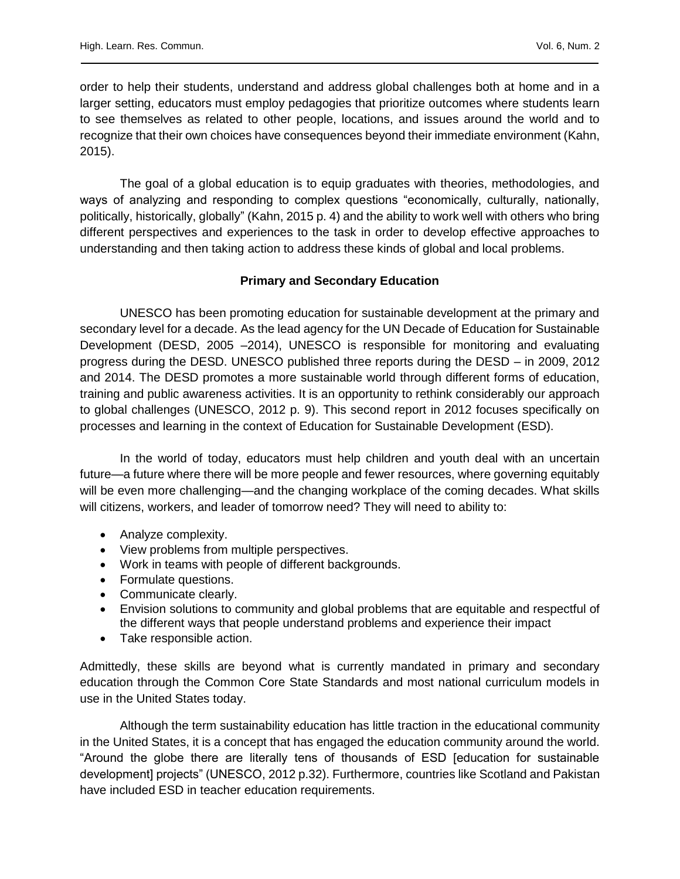order to help their students, understand and address global challenges both at home and in a larger setting, educators must employ pedagogies that prioritize outcomes where students learn to see themselves as related to other people, locations, and issues around the world and to recognize that their own choices have consequences beyond their immediate environment (Kahn, 2015).

The goal of a global education is to equip graduates with theories, methodologies, and ways of analyzing and responding to complex questions "economically, culturally, nationally, politically, historically, globally" (Kahn, 2015 p. 4) and the ability to work well with others who bring different perspectives and experiences to the task in order to develop effective approaches to understanding and then taking action to address these kinds of global and local problems.

## Primary and Secondary Education

UNESCO has been promoting education for sustainable development at the primary and secondary level for a decade. As the lead agency for the UN Decade of Education for Sustainable Development (DESD, 2005 –2014), UNESCO is responsible for monitoring and evaluating progress during the DESD. UNESCO published three reports during the DESD – in 2009, 2012 and 2014. The DESD promotes a more sustainable world through different forms of education, training and public awareness activities. It is an opportunity to rethink considerably our approach to global challenges (UNESCO, 2012 p. 9). This second report in 2012 focuses specifically on processes and learning in the context of Education for Sustainable Development (ESD).

In the world of today, educators must help children and youth deal with an uncertain future—a future where there will be more people and fewer resources, where governing equitably will be even more challenging—and the changing workplace of the coming decades. What skills will citizens, workers, and leader of tomorrow need? They will need to ability to:

- Analyze complexity.
- View problems from multiple perspectives.
- Work in teams with people of different backgrounds.
- Formulate questions.
- Communicate clearly.
- Envision solutions to community and global problems that are equitable and respectful of the different ways that people understand problems and experience their impact
- Take responsible action.

Admittedly, these skills are beyond what is currently mandated in primary and secondary education through the Common Core State Standards and most national curriculum models in use in the United States today.

Although the term sustainability education has little traction in the educational community in the United States, it is a concept that has engaged the education community around the world. "Around the globe there are literally tens of thousands of ESD [education for sustainable development] projects" (UNESCO, 2012 p.32). Furthermore, countries like Scotland and Pakistan have included ESD in teacher education requirements.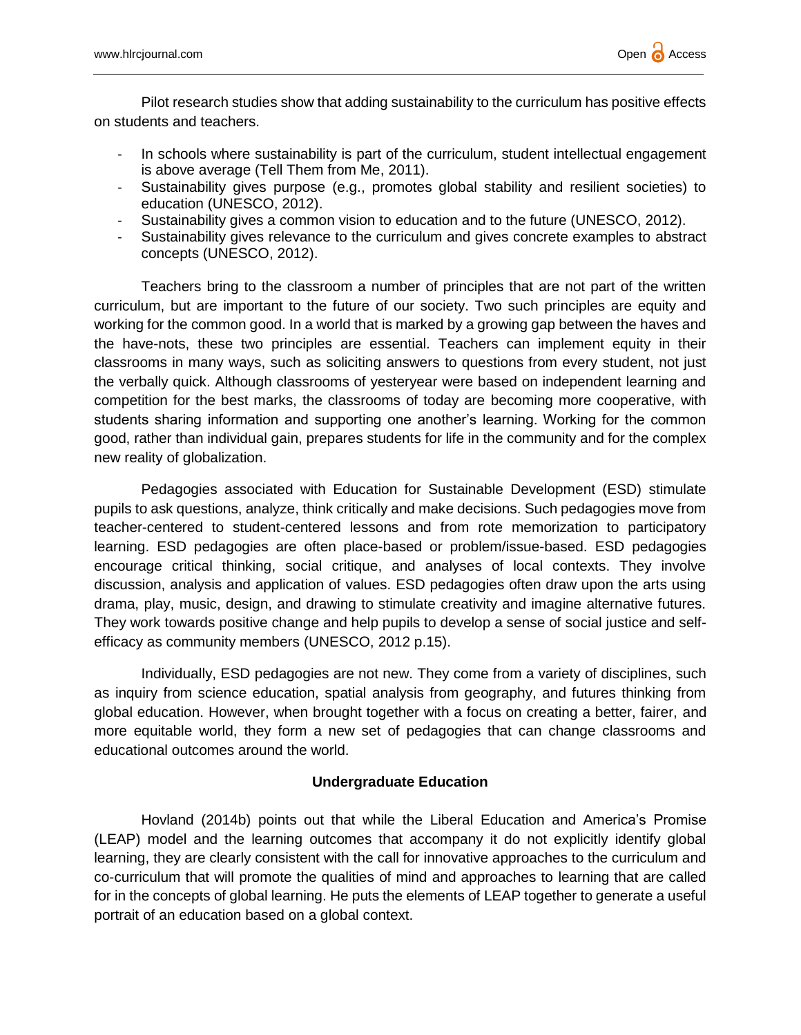Pilot research studies show that adding sustainability to the curriculum has positive effects on students and teachers.

- In schools where sustainability is part of the curriculum, student intellectual engagement is above average (Tell Them from Me, 2011).
- Sustainability gives purpose (e.g., promotes global stability and resilient societies) to education (UNESCO, 2012).
- Sustainability gives a common vision to education and to the future (UNESCO, 2012).
- Sustainability gives relevance to the curriculum and gives concrete examples to abstract concepts (UNESCO, 2012).

Teachers bring to the classroom a number of principles that are not part of the written curriculum, but are important to the future of our society. Two such principles are equity and working for the common good. In a world that is marked by a growing gap between the haves and the have-nots, these two principles are essential. Teachers can implement equity in their classrooms in many ways, such as soliciting answers to questions from every student, not just the verbally quick. Although classrooms of yesteryear were based on independent learning and competition for the best marks, the classrooms of today are becoming more cooperative, with students sharing information and supporting one another's learning. Working for the common good, rather than individual gain, prepares students for life in the community and for the complex new reality of globalization.

Pedagogies associated with Education for Sustainable Development (ESD) stimulate pupils to ask questions, analyze, think critically and make decisions. Such pedagogies move from teacher-centered to student-centered lessons and from rote memorization to participatory learning. ESD pedagogies are often place-based or problem/issue-based. ESD pedagogies encourage critical thinking, social critique, and analyses of local contexts. They involve discussion, analysis and application of values. ESD pedagogies often draw upon the arts using drama, play, music, design, and drawing to stimulate creativity and imagine alternative futures. They work towards positive change and help pupils to develop a sense of social justice and self-efficacy as community members (UNESCO, 2012 p.15).

Individually, ESD pedagogies are not new. They come from a variety of disciplines, such as inquiry from science education, spatial analysis from geography, and futures thinking from global education. However, when brought together with a focus on creating a better, fairer, and more equitable world, they form a new set of pedagogies that can change classrooms and educational outcomes around the world.

## Undergraduate Education

Hovland (2014b) points out that while the Liberal Education and America's Promise (LEAP) model and the learning outcomes that accompany it do not explicitly identify global learning, they are clearly consistent with the call for innovative approaches to the curriculum and co-curriculum that will promote the qualities of mind and approaches to learning that are called for in the concepts of global learning. He puts the elements of LEAP together to generate a useful portrait of an education based on a global context.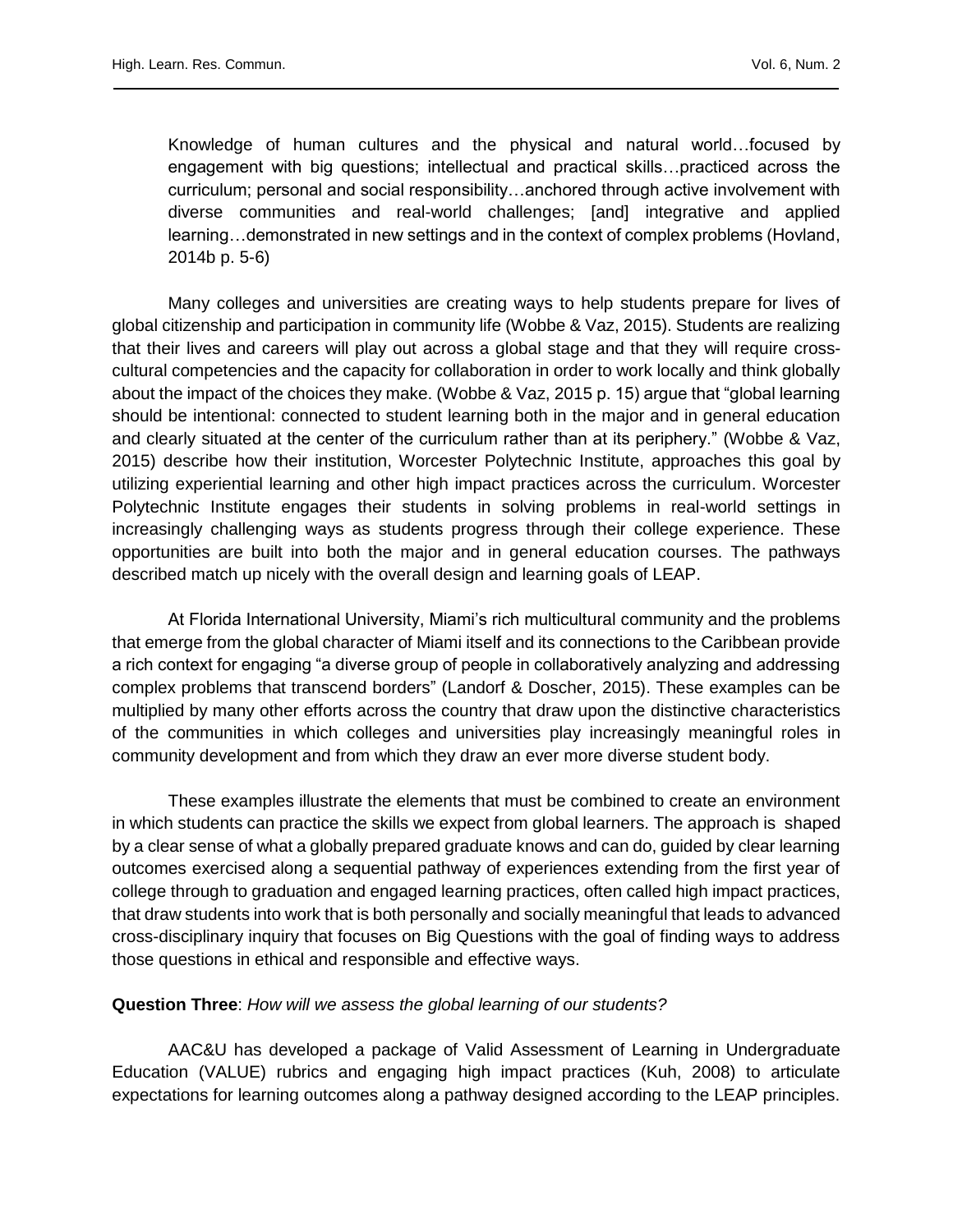> Knowledge of human cultures and the physical and natural world…focused by engagement with big questions; intellectual and practical skills…practiced across the curriculum; personal and social responsibility…anchored through active involvement with diverse communities and real-world challenges; [and] integrative and applied learning…demonstrated in new settings and in the context of complex problems (Hovland, 2014b p. 5-6)

Many colleges and universities are creating ways to help students prepare for lives of global citizenship and participation in community life (Wobbe & Vaz, 2015). Students are realizing that their lives and careers will play out across a global stage and that they will require cross-cultural competencies and the capacity for collaboration in order to work locally and think globally about the impact of the choices they make. (Wobbe & Vaz, 2015 p. 15) argue that "global learning should be intentional: connected to student learning both in the major and in general education and clearly situated at the center of the curriculum rather than at its periphery." (Wobbe & Vaz, 2015) describe how their institution, Worcester Polytechnic Institute, approaches this goal by utilizing experiential learning and other high impact practices across the curriculum. Worcester Polytechnic Institute engages their students in solving problems in real-world settings in increasingly challenging ways as students progress through their college experience. These opportunities are built into both the major and in general education courses. The pathways described match up nicely with the overall design and learning goals of LEAP.

At Florida International University, Miami's rich multicultural community and the problems that emerge from the global character of Miami itself and its connections to the Caribbean provide a rich context for engaging "a diverse group of people in collaboratively analyzing and addressing complex problems that transcend borders" (Landorf & Doscher, 2015). These examples can be multiplied by many other efforts across the country that draw upon the distinctive characteristics of the communities in which colleges and universities play increasingly meaningful roles in community development and from which they draw an ever more diverse student body.

These examples illustrate the elements that must be combined to create an environment in which students can practice the skills we expect from global learners. The approach is shaped by a clear sense of what a globally prepared graduate knows and can do, guided by clear learning outcomes exercised along a sequential pathway of experiences extending from the first year of college through to graduation and engaged learning practices, often called high impact practices, that draw students into work that is both personally and socially meaningful that leads to advanced cross-disciplinary inquiry that focuses on Big Questions with the goal of finding ways to address those questions in ethical and responsible and effective ways.

**Question Three**: *How will we assess the global learning of our students?*

AAC&U has developed a package of Valid Assessment of Learning in Undergraduate Education (VALUE) rubrics and engaging high impact practices (Kuh, 2008) to articulate expectations for learning outcomes along a pathway designed according to the LEAP principles.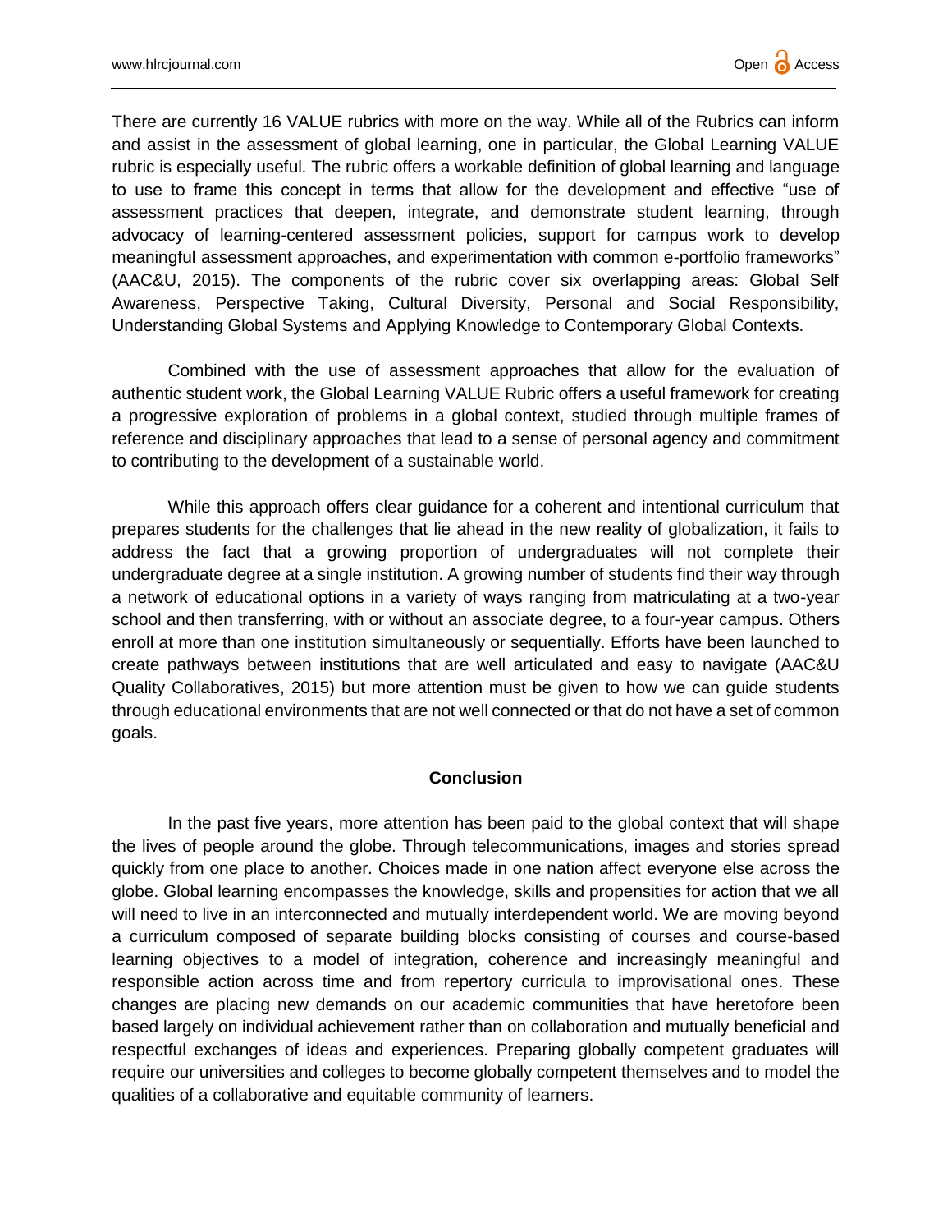There are currently 16 VALUE rubrics with more on the way. While all of the Rubrics can inform and assist in the assessment of global learning, one in particular, the Global Learning VALUE rubric is especially useful. The rubric offers a workable definition of global learning and language to use to frame this concept in terms that allow for the development and effective "use of assessment practices that deepen, integrate, and demonstrate student learning, through advocacy of learning-centered assessment policies, support for campus work to develop meaningful assessment approaches, and experimentation with common e-portfolio frameworks" (AAC&U, 2015). The components of the rubric cover six overlapping areas: Global Self Awareness, Perspective Taking, Cultural Diversity, Personal and Social Responsibility, Understanding Global Systems and Applying Knowledge to Contemporary Global Contexts.

Combined with the use of assessment approaches that allow for the evaluation of authentic student work, the Global Learning VALUE Rubric offers a useful framework for creating a progressive exploration of problems in a global context, studied through multiple frames of reference and disciplinary approaches that lead to a sense of personal agency and commitment to contributing to the development of a sustainable world.

While this approach offers clear guidance for a coherent and intentional curriculum that prepares students for the challenges that lie ahead in the new reality of globalization, it fails to address the fact that a growing proportion of undergraduates will not complete their undergraduate degree at a single institution. A growing number of students find their way through a network of educational options in a variety of ways ranging from matriculating at a two-year school and then transferring, with or without an associate degree, to a four-year campus. Others enroll at more than one institution simultaneously or sequentially. Efforts have been launched to create pathways between institutions that are well articulated and easy to navigate (AAC&U Quality Collaboratives, 2015) but more attention must be given to how we can guide students through educational environments that are not well connected or that do not have a set of common goals.

## Conclusion

In the past five years, more attention has been paid to the global context that will shape the lives of people around the globe. Through telecommunications, images and stories spread quickly from one place to another. Choices made in one nation affect everyone else across the globe. Global learning encompasses the knowledge, skills and propensities for action that we all will need to live in an interconnected and mutually interdependent world. We are moving beyond a curriculum composed of separate building blocks consisting of courses and course-based learning objectives to a model of integration, coherence and increasingly meaningful and responsible action across time and from repertory curricula to improvisational ones. These changes are placing new demands on our academic communities that have heretofore been based largely on individual achievement rather than on collaboration and mutually beneficial and respectful exchanges of ideas and experiences. Preparing globally competent graduates will require our universities and colleges to become globally competent themselves and to model the qualities of a collaborative and equitable community of learners.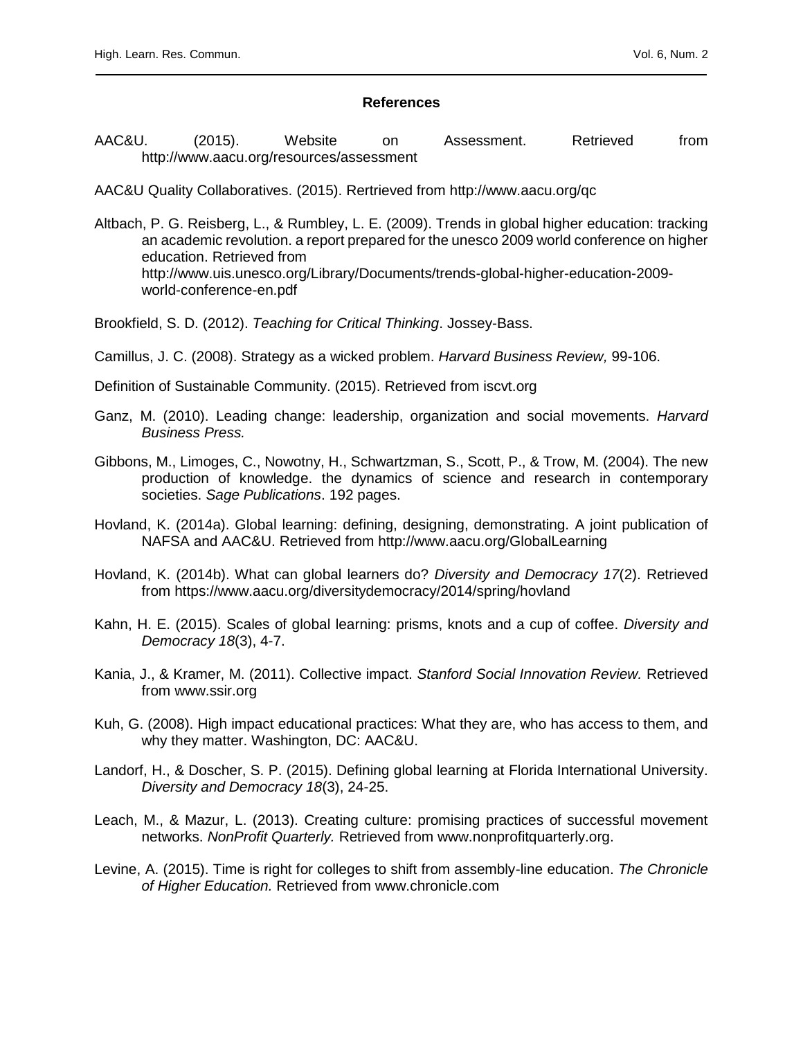## References

AAC&U. (2015). Website on Assessment. Retrieved from http://www.aacu.org/resources/assessment

AAC&U Quality Collaboratives. (2015). Rertrieved from http://www.aacu.org/qc

Altbach, P. G. Reisberg, L., & Rumbley, L. E. (2009). Trends in global higher education: tracking an academic revolution. a report prepared for the unesco 2009 world conference on higher education. Retrieved from http://www.uis.unesco.org/Library/Documents/trends-global-higher-education-2009-world-conference-en.pdf

Brookfield, S. D. (2012). *Teaching for Critical Thinking*. Jossey-Bass.

Camillus, J. C. (2008). Strategy as a wicked problem. *Harvard Business Review,* 99-106.

Definition of Sustainable Community. (2015). Retrieved from iscvt.org

Ganz, M. (2010). Leading change: leadership, organization and social movements. *Harvard Business Press.*

Gibbons, M., Limoges, C., Nowotny, H., Schwartzman, S., Scott, P., & Trow, M. (2004). The new production of knowledge. the dynamics of science and research in contemporary societies. *Sage Publications*. 192 pages.

Hovland, K. (2014a). Global learning: defining, designing, demonstrating. A joint publication of NAFSA and AAC&U. Retrieved from http://www.aacu.org/GlobalLearning

Hovland, K. (2014b). What can global learners do? *Diversity and Democracy 17*(2). Retrieved from https://www.aacu.org/diversitydemocracy/2014/spring/hovland

Kahn, H. E. (2015). Scales of global learning: prisms, knots and a cup of coffee. *Diversity and Democracy 18*(3), 4-7.

Kania, J., & Kramer, M. (2011). Collective impact. *Stanford Social Innovation Review.* Retrieved from www.ssir.org

Kuh, G. (2008). High impact educational practices: What they are, who has access to them, and why they matter. Washington, DC: AAC&U.

Landorf, H., & Doscher, S. P. (2015). Defining global learning at Florida International University. *Diversity and Democracy 18*(3), 24-25.

Leach, M., & Mazur, L. (2013). Creating culture: promising practices of successful movement networks. *NonProfit Quarterly.* Retrieved from www.nonprofitquarterly.org.

Levine, A. (2015). Time is right for colleges to shift from assembly-line education. *The Chronicle of Higher Education.* Retrieved from www.chronicle.com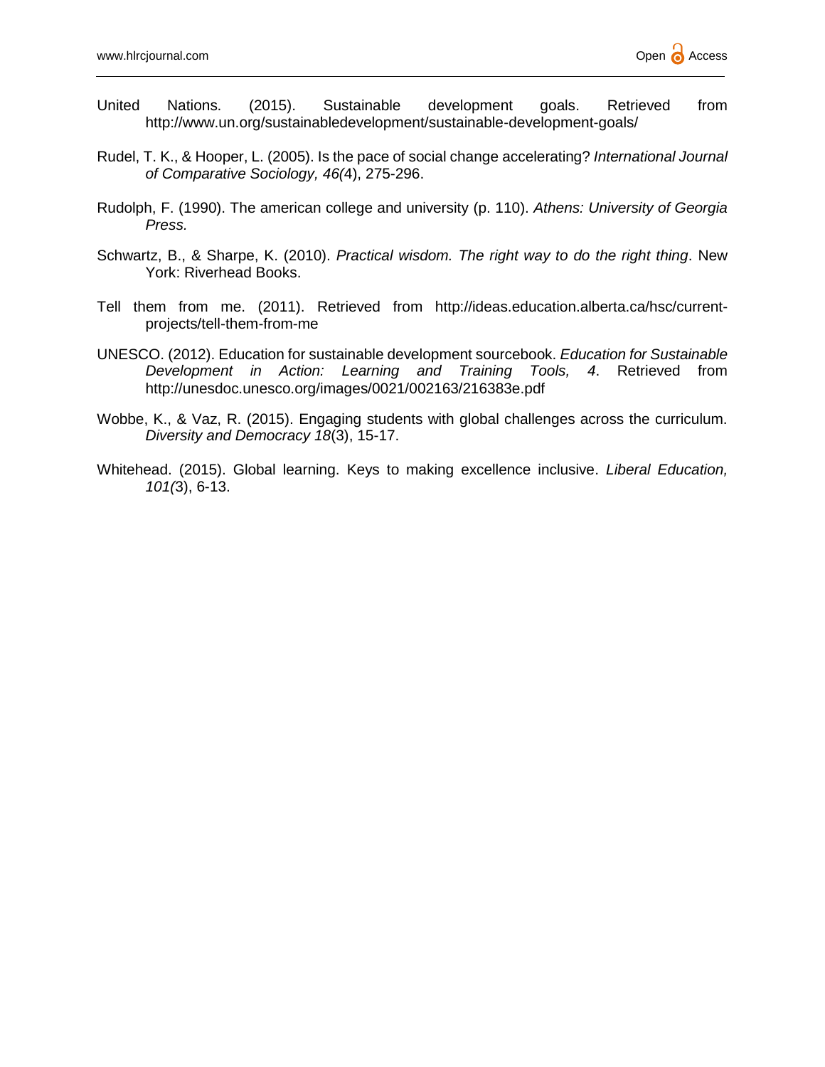United Nations. (2015). Sustainable development goals. Retrieved from http://www.un.org/sustainabledevelopment/sustainable-development-goals/

Rudel, T. K., & Hooper, L. (2005). Is the pace of social change accelerating? *International Journal of Comparative Sociology, 46(*4), 275-296.

Rudolph, F. (1990). The american college and university (p. 110). *Athens: University of Georgia Press.*

Schwartz, B., & Sharpe, K. (2010). *Practical wisdom. The right way to do the right thing*. New York: Riverhead Books.

Tell them from me. (2011). Retrieved from http://ideas.education.alberta.ca/hsc/current-projects/tell-them-from-me

UNESCO. (2012). Education for sustainable development sourcebook. *Education for Sustainable Development in Action: Learning and Training Tools, 4*. Retrieved from http://unesdoc.unesco.org/images/0021/002163/216383e.pdf

Wobbe, K., & Vaz, R. (2015). Engaging students with global challenges across the curriculum. *Diversity and Democracy 18*(3), 15-17.

Whitehead. (2015). Global learning. Keys to making excellence inclusive. *Liberal Education, 101(*3), 6-13.